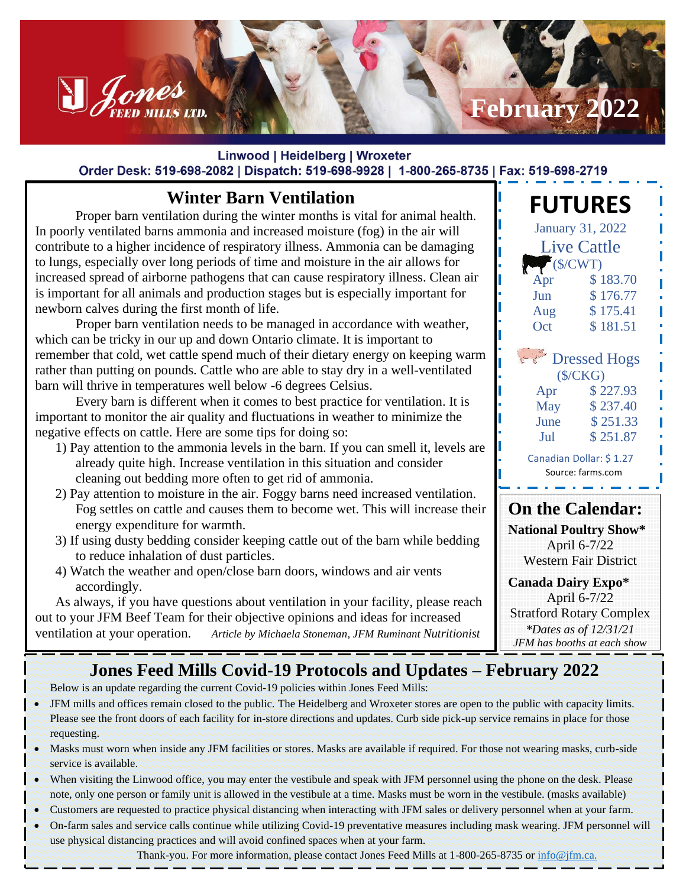# Jones Feed Mills Ltd. — February 2022

Linwood | Heidelberg | Wroxeter

Order Desk: 519-698-2082 | Dispatch: 519-698-9928 | 1-800-265-8735 | Fax: 519-698-2719

## Winter Barn Ventilation

Proper barn ventilation during the winter months is vital for animal health. In poorly ventilated barns ammonia and increased moisture (fog) in the air will contribute to a higher incidence of respiratory illness. Ammonia can be damaging to lungs, especially over long periods of time and moisture in the air allows for increased spread of airborne pathogens that can cause respiratory illness. Clean air is important for all animals and production stages but is especially important for newborn calves during the first month of life.

Proper barn ventilation needs to be managed in accordance with weather, which can be tricky in our up and down Ontario climate. It is important to remember that cold, wet cattle spend much of their dietary energy on keeping warm rather than putting on pounds. Cattle who are able to stay dry in a well-ventilated barn will thrive in temperatures well below -6 degrees Celsius.

Every barn is different when it comes to best practice for ventilation. It is important to monitor the air quality and fluctuations in weather to minimize the negative effects on cattle. Here are some tips for doing so:

1) Pay attention to the ammonia levels in the barn. If you can smell it, levels are already quite high. Increase ventilation in this situation and consider cleaning out bedding more often to get rid of ammonia.
2) Pay attention to moisture in the air. Foggy barns need increased ventilation. Fog settles on cattle and causes them to become wet. This will increase their energy expenditure for warmth.
3) If using dusty bedding consider keeping cattle out of the barn while bedding to reduce inhalation of dust particles.
4) Watch the weather and open/close barn doors, windows and air vents accordingly.

As always, if you have questions about ventilation in your facility, please reach out to your JFM Beef Team for their objective opinions and ideas for increased ventilation at your operation. *Article by Michaela Stoneman, JFM Ruminant Nutritionist*

## FUTURES

January 31, 2022

**Live Cattle** ($/CWT)

| Month | Price |
|---|---|
| Apr | $ 183.70 |
| Jun | $ 176.77 |
| Aug | $ 175.41 |
| Oct | $ 181.51 |

**Dressed Hogs** ($/CKG)

| Month | Price |
|---|---|
| Apr | $ 227.93 |
| May | $ 237.40 |
| June | $ 251.33 |
| Jul | $ 251.87 |

Canadian Dollar: $ 1.27

Source: farms.com

## On the Calendar:

**National Poultry Show***
April 6-7/22
Western Fair District

**Canada Dairy Expo***
April 6-7/22
Stratford Rotary Complex

*\*Dates as of 12/31/21*
*JFM has booths at each show*

## Jones Feed Mills Covid-19 Protocols and Updates – February 2022

Below is an update regarding the current Covid-19 policies within Jones Feed Mills:

- JFM mills and offices remain closed to the public. The Heidelberg and Wroxeter stores are open to the public with capacity limits. Please see the front doors of each facility for in-store directions and updates. Curb side pick-up service remains in place for those requesting.
- Masks must worn when inside any JFM facilities or stores. Masks are available if required. For those not wearing masks, curb-side service is available.
- When visiting the Linwood office, you may enter the vestibule and speak with JFM personnel using the phone on the desk. Please note, only one person or family unit is allowed in the vestibule at a time. Masks must be worn in the vestibule. (masks available)
- Customers are requested to practice physical distancing when interacting with JFM sales or delivery personnel when at your farm.
- On-farm sales and service calls continue while utilizing Covid-19 preventative measures including mask wearing. JFM personnel will use physical distancing practices and will avoid confined spaces when at your farm.

Thank-you. For more information, please contact Jones Feed Mills at 1-800-265-8735 or info@jfm.ca.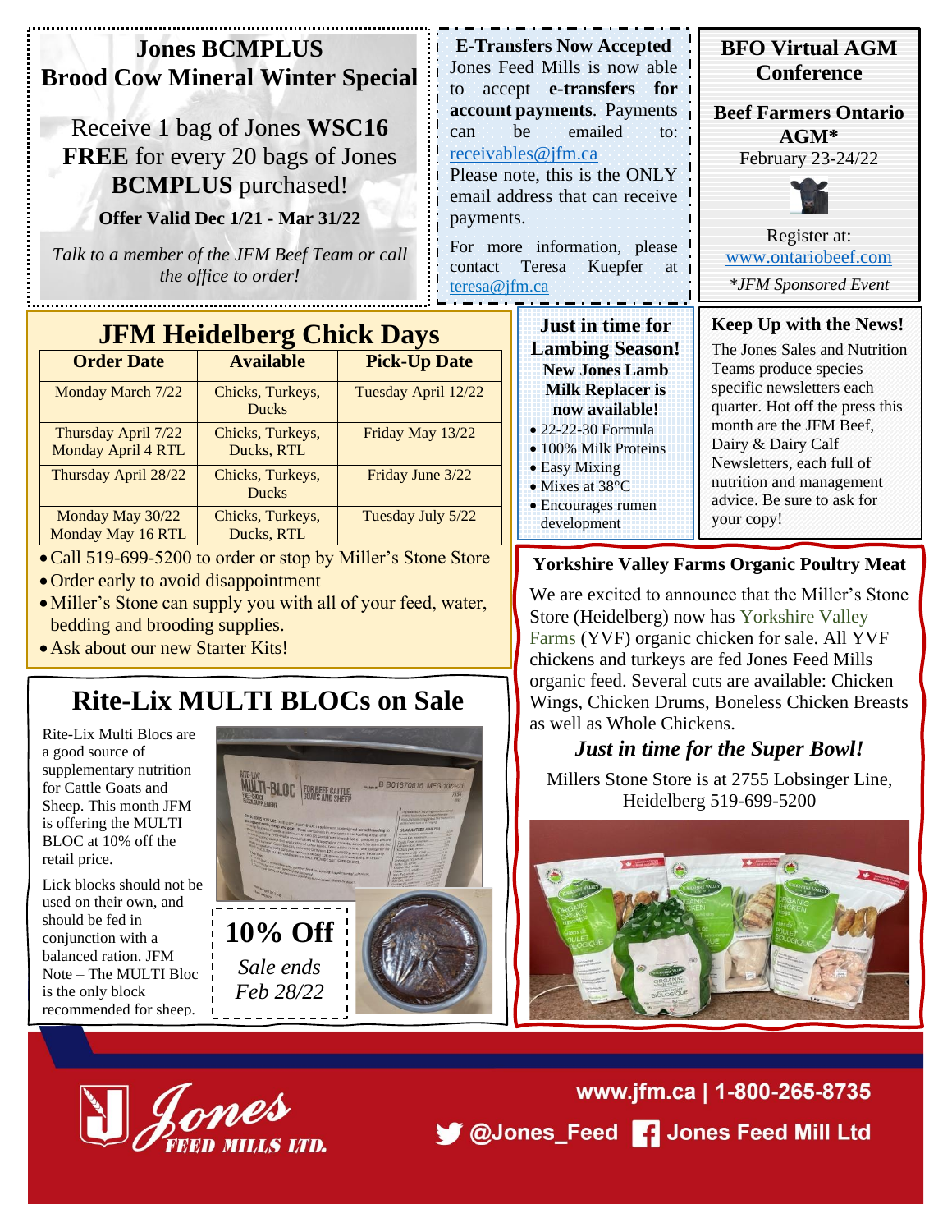## Jones BCMPLUS Brood Cow Mineral Winter Special

Receive 1 bag of Jones **WSC16 FREE** for every 20 bags of Jones **BCMPLUS** purchased!

**Offer Valid Dec 1/21 - Mar 31/22**

*Talk to a member of the JFM Beef Team or call the office to order!*

## E-Transfers Now Accepted

Jones Feed Mills is now able to accept **e-transfers for account payments**. Payments can be emailed to: receivables@jfm.ca

Please note, this is the ONLY email address that can receive payments.

For more information, please contact Teresa Kuepfer at teresa@jfm.ca

## BFO Virtual AGM Conference

**Beef Farmers Ontario AGM***

February 23-24/22

Register at: www.ontariobeef.com

*JFM Sponsored Event*

## JFM Heidelberg Chick Days

| Order Date | Available | Pick-Up Date |
|---|---|---|
| Monday March 7/22 | Chicks, Turkeys, Ducks | Tuesday April 12/22 |
| Thursday April 7/22<br>Monday April 4 RTL | Chicks, Turkeys, Ducks, RTL | Friday May 13/22 |
| Thursday April 28/22 | Chicks, Turkeys, Ducks | Friday June 3/22 |
| Monday May 30/22<br>Monday May 16 RTL | Chicks, Turkeys, Ducks, RTL | Tuesday July 5/22 |

- Call 519-699-5200 to order or stop by Miller's Stone Store
- Order early to avoid disappointment
- Miller's Stone can supply you with all of your feed, water, bedding and brooding supplies.
- Ask about our new Starter Kits!

## Just in time for Lambing Season!

**New Jones Lamb Milk Replacer is now available!**

- 22-22-30 Formula
- 100% Milk Proteins
- Easy Mixing
- Mixes at 38°C
- Encourages rumen development

## Keep Up with the News!

The Jones Sales and Nutrition Teams produce species specific newsletters each quarter. Hot off the press this month are the JFM Beef, Dairy & Dairy Calf Newsletters, each full of nutrition and management advice. Be sure to ask for your copy!

## Rite-Lix MULTI BLOCs on Sale

Rite-Lix Multi Blocs are a good source of supplementary nutrition for Cattle Goats and Sheep. This month JFM is offering the MULTI BLOC at 10% off the retail price.

Lick blocks should not be used on their own, and should be fed in conjunction with a balanced ration. JFM Note – The MULTI Bloc is the only block recommended for sheep.

**10% Off**

*Sale ends Feb 28/22*

## Yorkshire Valley Farms Organic Poultry Meat

We are excited to announce that the Miller's Stone Store (Heidelberg) now has Yorkshire Valley Farms (YVF) organic chicken for sale. All YVF chickens and turkeys are fed Jones Feed Mills organic feed. Several cuts are available: Chicken Wings, Chicken Drums, Boneless Chicken Breasts as well as Whole Chickens.

***Just in time for the Super Bowl!***

Millers Stone Store is at 2755 Lobsinger Line, Heidelberg 519-699-5200

Jones Feed Mills Ltd.

www.jfm.ca | 1-800-265-8735

@Jones_Feed | Jones Feed Mill Ltd